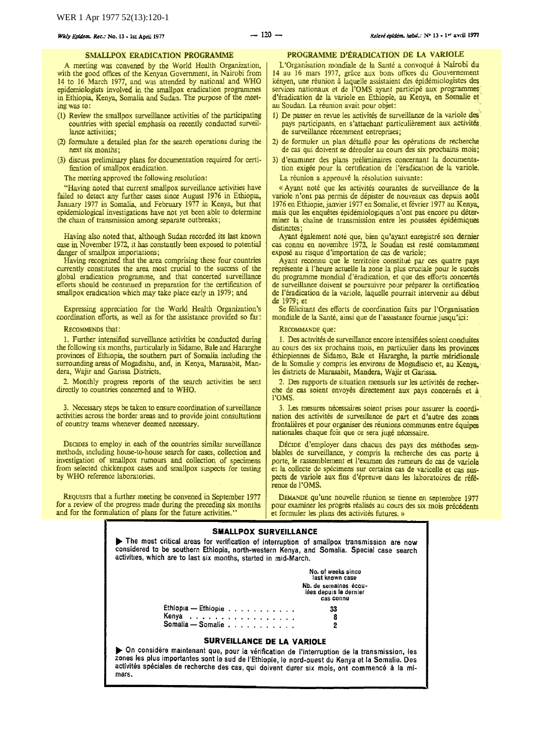## SMALLPOX ERADICATION PROGRAMME

A meeting was convened by the World Health Organization, with the good offices of the Kenyan Government, in Nairobi from 14 to 16 March 1977, and was attended by national and WHO epidemiologists involved in the smallpox eradication programmes in Ethiopia, Kenya, Somalia and Sudan. The purpose of the meeting was to:

(1) Review the smallpox surveillance activities of the participating countries with special emphasis on recently conducted surveillance activities;

(2) formulate a detailed plan for the search operations during the next six months;

(3) discuss preliminary plans for documentation required for certification of smallpox eradication.

The meeting approved the following resolution:

"Having noted that current smallpox surveillance activities have failed to detect any further cases since August 1976 in Ethiopia, January 1977 in Somalia, and February 1977 in Kenya, but that epidemiological investigations have not yet been able to determine the chain of transmission among separate outbreaks;

Having also noted that, although Sudan recorded its last known case in November 1972, it has constantly been exposed to potential danger of smallpox importations;

Having recognized that the area comprising these four countries currently constitutes the area most crucial to the success of the global eradication programme, and that concerted surveillance efforts should be continued in preparation for the certification of smallpox eradication which may take place early in 1979; and

Expressing appreciation for the World Health Organization's coordination efforts, as well as for the assistance provided so far:

RECOMMENDS that:

1. Further intensified surveillance activities be conducted during the following six months, particularly in Sidamo, Bale and Hararghe provinces of Ethiopia, the southern part of Somalia including the surrounding areas of Mogadishu, and, in Kenya, Marasabit, Mandera, Wajir and Garissa Districts.

2. Monthly progress reports of the search activities be sent directly to countries concerned and to WHO.

3. Necessary steps be taken to ensure coordination of surveillance activities across the border areas and to provide joint consultations of country teams whenever deemed necessary.

DECIDES to employ in each of the countries similar surveillance methods, including house-to-house search for cases, collection and investigation of smallpox rumours and collection of specimens from selected chickenpox cases and smallpox suspects for testing by WHO reference laboratories.

REQUESTS that a further meeting be convened in September 1977 for a review of the progress made during the preceding six months and for the formulation of plans for the future activities."

## PROGRAMME D'ÉRADICATION DE LA VARIOLE

L'Organisation mondiale de la Santé a convoqué à Nairobi du 14 au 16 mars 1977, grâce aux bons offices du Gouvernement kényen, une réunion à laquelle assistaient des épidémiologistes des services nationaux et de l'OMS ayant participé aux programmes d'éradication de la variole en Ethiopie, au Kenya, en Somalie et au Soudan. La réunion avait pour objet:

1) De passer en revue les activités de surveillance de la variole des pays participants, en s'attachant particulièrement aux activités de surveillance récemment entreprises;

2) de formuler un plan détaillé pour les opérations de recherche de cas qui doivent se dérouler au cours des six prochains mois;

3) d'examiner des plans préliminaires concernant la documentation exigée pour la certification de l'éradication de la variole.

La réunion a approuvé la résolution suivante:

« Ayant noté que les activités courantes de surveillance de la variole n'ont pas permis de dépister de nouveaux cas depuis août 1976 en Ethiopie, janvier 1977 en Somalie, et février 1977 au Kenya, mais que les enquêtes épidémiologiques n'ont pas encore pu déterminer la chaîne de transmission entre les poussées épidémiques distinctes;

Ayant également noté que, bien qu'ayant enregistré son dernier cas connu en novembre 1972, le Soudan est resté constamment exposé au risque d'importation de cas de variole;

Ayant reconnu que le territoire constitué par ces quatre pays représente à l'heure actuelle la zone la plus cruciale pour le succès du programme mondial d'éradication, et que des efforts concertés de surveillance doivent se poursuivre pour préparer la certification de l'éradication de la variole, laquelle pourrait intervenir au début de 1979; et

Se félicitant des efforts de coordination faits par l'Organisation mondiale de la Santé, ainsi que de l'assistance fournie jusqu'ici:

RECOMMANDE que:

1. Des activités de surveillance encore intensifiées soient conduites au cours des six prochains mois, en particulier dans les provinces éthiopiennes de Sidamo, Bale et Hararghe, la partie méridionale de la Somalie y compris les environs de Mogadiscio et, au Kenya, les districts de Marasabit, Mandera, Wajir et Garissa.

2. Des rapports de situation mensuels sur les activités de recherche de cas soient envoyés directement aux pays concernés et à l'OMS.

3. Les mesures nécessaires soient prises pour assurer la coordination des activités de surveillance de part et d'autre des zones frontalières et pour organiser des réunions communes entre équipes nationales chaque fois que ce sera jugé nécessaire.

DÉCIDE d'employer dans chacun des pays des méthodes semblables de surveillance, y compris la recherche des cas porte à porte, le rassemblement et l'examen des rumeurs de cas de variole et la collecte de spécimens sur certains cas de varicelle et cas suspects de variole aux fins d'épreuve dans les laboratoires de référence de l'OMS.

DEMANDE qu'une nouvelle réunion se tienne en septembre 1977 pour examiner les progrès réalisés au cours des six mois précédents et formuler les plans des activités futures. »

## SMALLPOX SURVEILLANCE

▶ The most critical areas for verification of interruption of smallpox transmission are now considered to be southern Ethiopia, north-western Kenya, and Somalia. Special case search activities, which are to last six months, started in mid-March.

| | No. of weeks since last known case / Nb. de semaines écoulées depuis le dernier cas connu |
|---|---|
| Ethiopia — Ethiopie | 33 |
| Kenya | 8 |
| Somalia — Somalie | 2 |

## SURVEILLANCE DE LA VARIOLE

▶ On considère maintenant que, pour la vérification de l'interruption de la transmission, les zones les plus importantes sont le sud de l'Ethiopie, le nord-ouest du Kenya et la Somalie. Des activités spéciales de recherche des cas, qui doivent durer six mois, ont commencé à la mi-mars.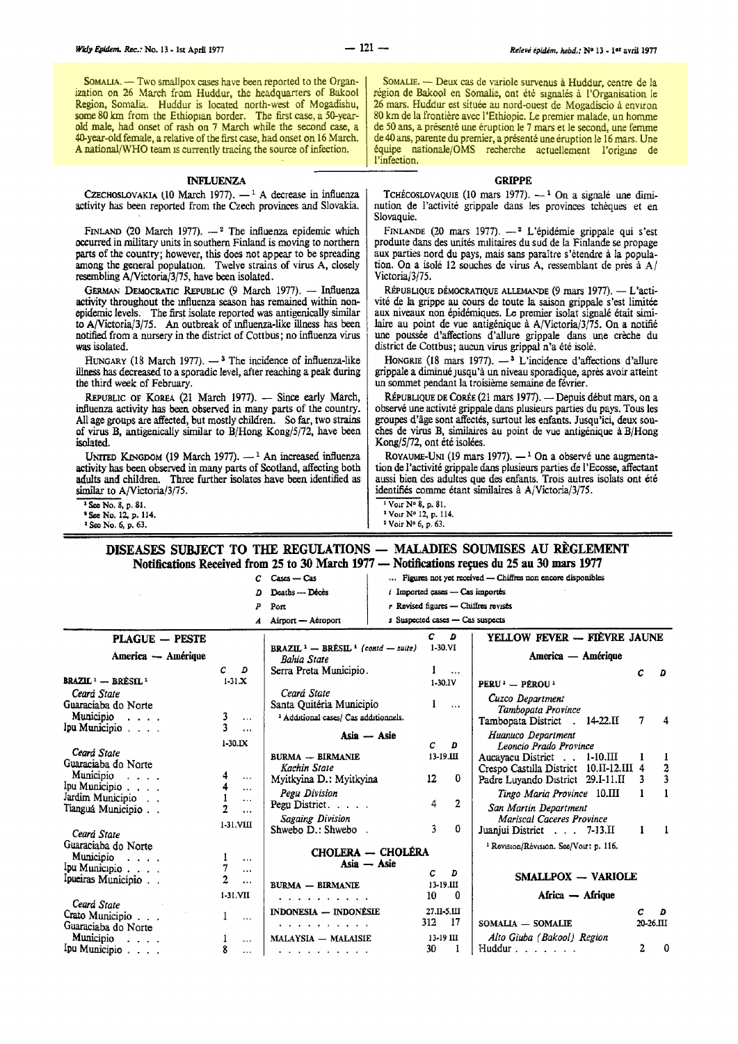SOMALIA. — Two smallpox cases have been reported to the Organization on 26 March from Huddur, the headquarters of Bakool Region, Somalia. Huddur is located north-west of Mogadishu, some 80 km from the Ethiopian border. The first case, a 50-year-old male, had onset of rash on 7 March while the second case, a 40-year-old female, a relative of the first case, had onset on 16 March. A national/WHO team is currently tracing the source of infection.

SOMALIE. — Deux cas de variole survenus à Huddur, centre de la région de Bakool en Somalie, ont été signalés à l'Organisation le 26 mars. Huddur est située au nord-ouest de Mogadiscio à environ 80 km de la frontière avec l'Éthiopie. Le premier malade, un homme de 50 ans, a présenté une éruption le 7 mars et le second, une femme de 40 ans, parente du premier, a présenté une éruption le 16 mars. Une équipe nationale/OMS recherche actuellement l'origine de l'infection.

## INFLUENZA

CZECHOSLOVAKIA (10 March 1977). — [1] A decrease in influenza activity has been reported from the Czech provinces and Slovakia.

FINLAND (20 March 1977). — [2] The influenza epidemic which occurred in military units in southern Finland is moving to northern parts of the country; however, this does not appear to be spreading among the general population. Twelve strains of virus A, closely resembling A/Victoria/3/75, have been isolated.

GERMAN DEMOCRATIC REPUBLIC (9 March 1977). — Influenza activity throughout the influenza season has remained within non-epidemic levels. The first isolate reported was antigenically similar to A/Victoria/3/75. An outbreak of influenza-like illness has been notified from a nursery in the district of Cottbus; no influenza virus was isolated.

HUNGARY (18 March 1977). — [3] The incidence of influenza-like illness has decreased to a sporadic level, after reaching a peak during the third week of February.

REPUBLIC OF KOREA (21 March 1977). — Since early March, influenza activity has been observed in many parts of the country. All age groups are affected, but mostly children. So far, two strains of virus B, antigenically similar to B/Hong Kong/5/72, have been isolated.

UNITED KINGDOM (19 March 1977). — [1] An increased influenza activity has been observed in many parts of Scotland, affecting both adults and children. Three further isolates have been identified as similar to A/Victoria/3/75.

[1] See No. 8, p. 81.
[2] See No. 12, p. 114.
[3] See No. 6, p. 63.

## GRIPPE

TCHÉCOSLOVAQUIE (10 mars 1977). — [1] On a signalé une diminution de l'activité grippale dans les provinces tchèques et en Slovaquie.

FINLANDE (20 mars 1977). — [2] L'épidémie grippale qui s'est produite dans des unités militaires du sud de la Finlande se propage aux parties nord du pays, mais sans paraître s'étendre à la population. On a isolé 12 souches de virus A, ressemblant de près à A/Victoria/3/75.

RÉPUBLIQUE DÉMOCRATIQUE ALLEMANDE (9 mars 1977). — L'activité de la grippe au cours de toute la saison grippale s'est limitée aux niveaux non épidémiques. Le premier isolat signalé était similaire au point de vue antigénique à A/Victoria/3/75. On a notifié une poussée d'affections d'allure grippale dans une crèche du district de Cottbus; aucun virus grippal n'a été isolé.

HONGRIE (18 mars 1977). — [3] L'incidence d'affections d'allure grippale a diminué jusqu'à un niveau sporadique, après avoir atteint un sommet pendant la troisième semaine de février.

RÉPUBLIQUE DE CORÉE (21 mars 1977). — Depuis début mars, on a observé une activité grippale dans plusieurs parties du pays. Tous les groupes d'âge sont affectés, surtout les enfants. Jusqu'ici, deux souches de virus B, similaires au point de vue antigénique à B/Hong Kong/5/72, ont été isolées.

ROYAUME-UNI (19 mars 1977). — [1] On a observé une augmentation de l'activité grippale dans plusieurs parties de l'Écosse, affectant aussi bien des adultes que des enfants. Trois autres isolats ont été identifiés comme étant similaires à A/Victoria/3/75.

[1] Voir N° 8, p. 81.
[2] Voir N° 12, p. 114.
[3] Voir N° 6, p. 63.

## DISEASES SUBJECT TO THE REGULATIONS — MALADIES SOUMISES AU RÈGLEMENT

### Notifications Received from 25 to 30 March 1977 — Notifications reçues du 25 au 30 mars 1977

C Cases — Cas
D Deaths — Décès
P Port
A Airport — Aéroport
... Figures not yet received — Chiffres non encore disponibles
i Imported cases — Cas importés
r Revised figures — Chiffres revisés
s Suspected cases — Cas suspects

### PLAGUE — PESTE

**America — Amérique**

| | C | D |
|---|---|---|
| **BRAZIL [1] — BRÉSIL [1]** | 1-31.X | |
| *Ceará State* | | |
| Guaraciaba do Norte Municipio | 3 | ... |
| Ipu Municipio | 3 | ... |
| | 1-30.IX | |
| *Ceará State* | | |
| Guaraciaba do Norte Municipio | 4 | ... |
| Ipu Municipio | 4 | ... |
| Jardim Municipio | 1 | ... |
| Tianguá Municipio | 2 | ... |
| | 1-31.VIII | |
| *Ceará State* | | |
| Guaraciaba do Norte Municipio | 1 | ... |
| Ipu Municipio | 7 | ... |
| Ipueiras Municipio | 2 | ... |
| | 1-31.VII | |
| *Ceará State* | | |
| Crato Municipio | 1 | ... |
| Guaraciaba do Norte Municipio | 1 | ... |
| Ipu Municipio | 8 | ... |

| | C | D |
|---|---|---|
| **BRAZIL [1] — BRÉSIL [1] (contd — suite)** | 1-30.VI | |
| *Bahia State* | | |
| Serra Preta Municipio | 1 | ... |
| | 1-30.IV | |
| *Ceará State* | | |
| Santa Quitéria Municipio | 1 | ... |

[1] Additional cases/ Cas additionnels.

**Asia — Asie**

| | C | D |
|---|---|---|
| **BURMA — BIRMANIE** | 13-19.III | |
| *Kachin State* | | |
| Myitkyina D.: Myitkyina | 12 | 0 |
| *Pegu Division* | | |
| Pegu District | 4 | 2 |
| *Sagaing Division* | | |
| Shwebo D.: Shwebo | 3 | 0 |

### CHOLERA — CHOLÉRA

**Asia — Asie**

| | C | D |
|---|---|---|
| **BURMA — BIRMANIE** | 13-19.III | |
| | 10 | 0 |
| **INDONESIA — INDONÉSIE** | 27.II-5.III | |
| | 312 | 17 |
| **MALAYSIA — MALAISIE** | 13-19.III | |
| | 30 | 1 |

### YELLOW FEVER — FIÈVRE JAUNE

**America — Amérique**

| | | C | D |
|---|---|---|---|
| **PERU [1] — PÉROU [1]** | | | |
| *Cuzco Department* | | | |
| *Tambopata Province* | | | |
| Tambopata District | 14-22.II | 7 | 4 |
| *Huanuco Department* | | | |
| *Leoncio Prado Province* | | | |
| Aucayacu District | 1-10.III | 1 | 1 |
| Crespo Castilla District | 10.II-12.III | 4 | 2 |
| Padre Luyando District | 29.I-11.II | 3 | 3 |
| *Tingo Maria Province* | 10.III | 1 | 1 |
| *San Martin Department* | | | |
| *Mariscal Caceres Province* | | | |
| Juanjui District | 7-13.II | 1 | 1 |

[1] Revision/Révision. See/Voir: p. 116.

### SMALLPOX — VARIOLE

**Africa — Afrique**

| | C | D |
|---|---|---|
| **SOMALIA — SOMALIE** | 20-26.III | |
| *Alto Giuba (Bakool) Region* | | |
| Huddur | 2 | 0 |